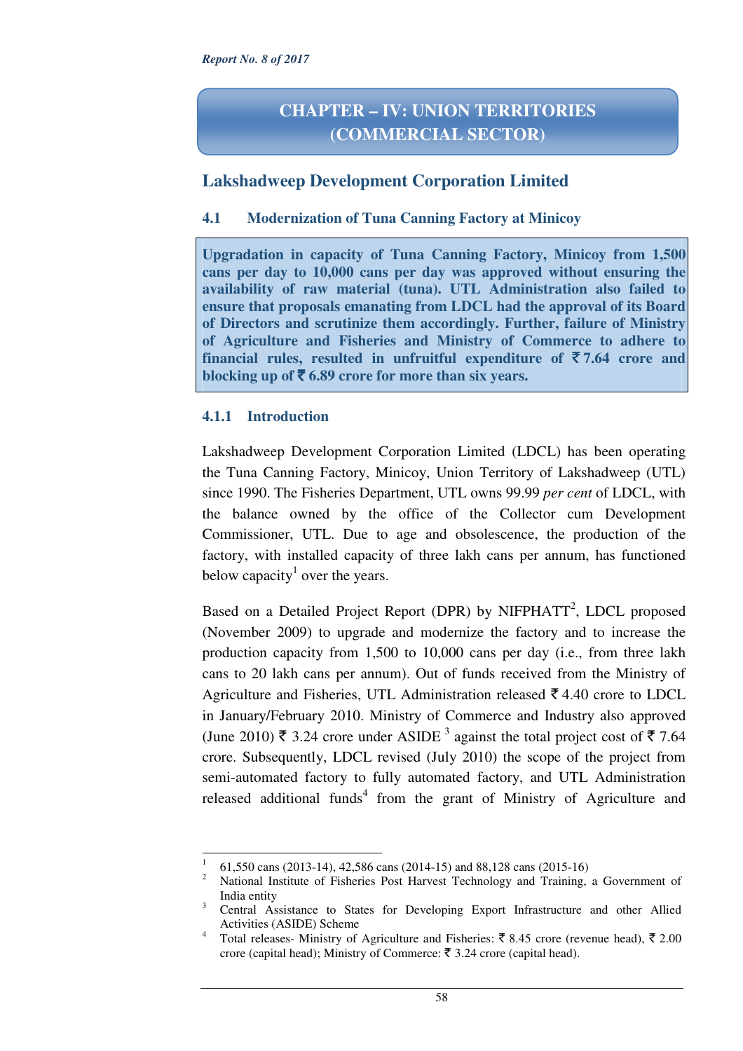# CHAPTER – IV: UNION TERRITORIES (COMMERCIAL SECTOR)

## Lakshadweep Development Corporation Limited

### 4.1 Modernization of Tuna Canning Factory at Minicoy

**Upgradation in capacity of Tuna Canning Factory, Minicoy from 1,500 cans per day to 10,000 cans per day was approved without ensuring the availability of raw material (tuna). UTL Administration also failed to ensure that proposals emanating from LDCL had the approval of its Board of Directors and scrutinize them accordingly. Further, failure of Ministry of Agriculture and Fisheries and Ministry of Commerce to adhere to financial rules, resulted in unfruitful expenditure of ₹ 7.64 crore and blocking up of ₹ 6.89 crore for more than six years.**

### 4.1.1 Introduction

Lakshadweep Development Corporation Limited (LDCL) has been operating the Tuna Canning Factory, Minicoy, Union Territory of Lakshadweep (UTL) since 1990. The Fisheries Department, UTL owns 99.99 *per cent* of LDCL, with the balance owned by the office of the Collector cum Development Commissioner, UTL. Due to age and obsolescence, the production of the factory, with installed capacity of three lakh cans per annum, has functioned below capacity[1] over the years.

Based on a Detailed Project Report (DPR) by NIFPHATT[2], LDCL proposed (November 2009) to upgrade and modernize the factory and to increase the production capacity from 1,500 to 10,000 cans per day (i.e., from three lakh cans to 20 lakh cans per annum). Out of funds received from the Ministry of Agriculture and Fisheries, UTL Administration released ₹ 4.40 crore to LDCL in January/February 2010. Ministry of Commerce and Industry also approved (June 2010) ₹ 3.24 crore under ASIDE[3] against the total project cost of ₹ 7.64 crore. Subsequently, LDCL revised (July 2010) the scope of the project from semi-automated factory to fully automated factory, and UTL Administration released additional funds[4] from the grant of Ministry of Agriculture and

---

[1] 61,550 cans (2013-14), 42,586 cans (2014-15) and 88,128 cans (2015-16)

[2] National Institute of Fisheries Post Harvest Technology and Training, a Government of India entity

[3] Central Assistance to States for Developing Export Infrastructure and other Allied Activities (ASIDE) Scheme

[4] Total releases- Ministry of Agriculture and Fisheries: ₹ 8.45 crore (revenue head), ₹ 2.00 crore (capital head); Ministry of Commerce: ₹ 3.24 crore (capital head).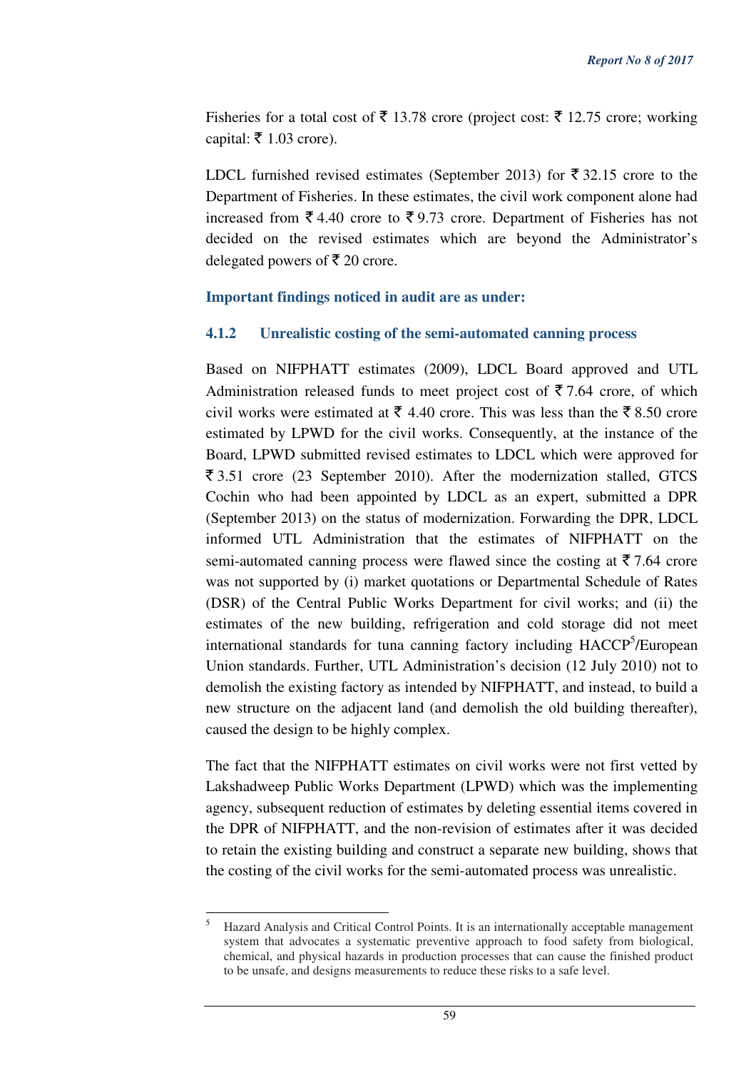Fisheries for a total cost of ₹ 13.78 crore (project cost: ₹ 12.75 crore; working capital: ₹ 1.03 crore).

LDCL furnished revised estimates (September 2013) for ₹ 32.15 crore to the Department of Fisheries. In these estimates, the civil work component alone had increased from ₹ 4.40 crore to ₹ 9.73 crore. Department of Fisheries has not decided on the revised estimates which are beyond the Administrator's delegated powers of ₹ 20 crore.

**Important findings noticed in audit are as under:**

### 4.1.2 Unrealistic costing of the semi-automated canning process

Based on NIFPHATT estimates (2009), LDCL Board approved and UTL Administration released funds to meet project cost of ₹ 7.64 crore, of which civil works were estimated at ₹ 4.40 crore. This was less than the ₹ 8.50 crore estimated by LPWD for the civil works. Consequently, at the instance of the Board, LPWD submitted revised estimates to LDCL which were approved for ₹ 3.51 crore (23 September 2010). After the modernization stalled, GTCS Cochin who had been appointed by LDCL as an expert, submitted a DPR (September 2013) on the status of modernization. Forwarding the DPR, LDCL informed UTL Administration that the estimates of NIFPHATT on the semi-automated canning process were flawed since the costing at ₹ 7.64 crore was not supported by (i) market quotations or Departmental Schedule of Rates (DSR) of the Central Public Works Department for civil works; and (ii) the estimates of the new building, refrigeration and cold storage did not meet international standards for tuna canning factory including HACCP[5]/European Union standards. Further, UTL Administration's decision (12 July 2010) not to demolish the existing factory as intended by NIFPHATT, and instead, to build a new structure on the adjacent land (and demolish the old building thereafter), caused the design to be highly complex.

The fact that the NIFPHATT estimates on civil works were not first vetted by Lakshadweep Public Works Department (LPWD) which was the implementing agency, subsequent reduction of estimates by deleting essential items covered in the DPR of NIFPHATT, and the non-revision of estimates after it was decided to retain the existing building and construct a separate new building, shows that the costing of the civil works for the semi-automated process was unrealistic.

---

[5] Hazard Analysis and Critical Control Points. It is an internationally acceptable management system that advocates a systematic preventive approach to food safety from biological, chemical, and physical hazards in production processes that can cause the finished product to be unsafe, and designs measurements to reduce these risks to a safe level.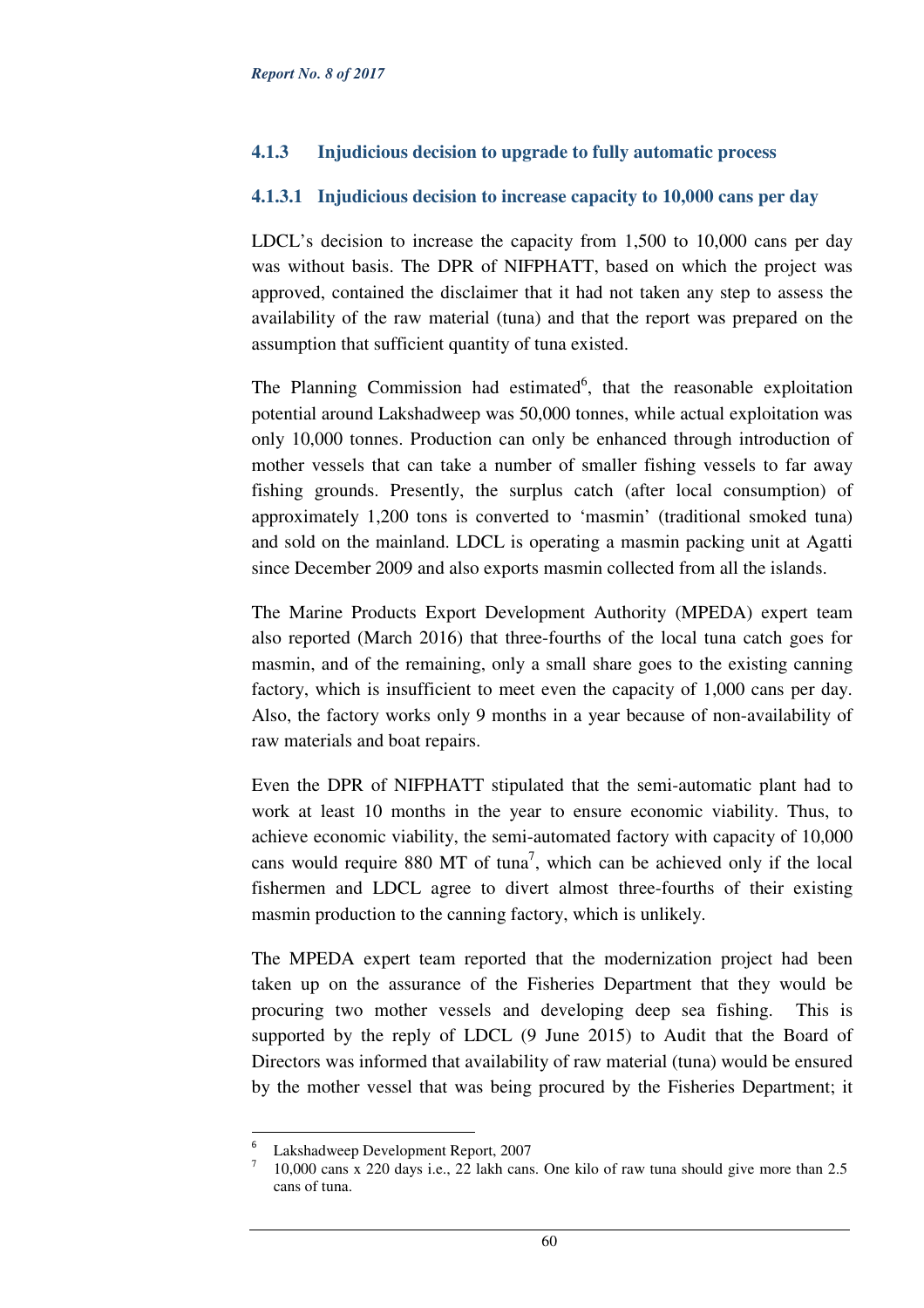### 4.1.3 Injudicious decision to upgrade to fully automatic process

#### 4.1.3.1 Injudicious decision to increase capacity to 10,000 cans per day

LDCL's decision to increase the capacity from 1,500 to 10,000 cans per day was without basis. The DPR of NIFPHATT, based on which the project was approved, contained the disclaimer that it had not taken any step to assess the availability of the raw material (tuna) and that the report was prepared on the assumption that sufficient quantity of tuna existed.

The Planning Commission had estimated[6], that the reasonable exploitation potential around Lakshadweep was 50,000 tonnes, while actual exploitation was only 10,000 tonnes. Production can only be enhanced through introduction of mother vessels that can take a number of smaller fishing vessels to far away fishing grounds. Presently, the surplus catch (after local consumption) of approximately 1,200 tons is converted to 'masmin' (traditional smoked tuna) and sold on the mainland. LDCL is operating a masmin packing unit at Agatti since December 2009 and also exports masmin collected from all the islands.

The Marine Products Export Development Authority (MPEDA) expert team also reported (March 2016) that three-fourths of the local tuna catch goes for masmin, and of the remaining, only a small share goes to the existing canning factory, which is insufficient to meet even the capacity of 1,000 cans per day. Also, the factory works only 9 months in a year because of non-availability of raw materials and boat repairs.

Even the DPR of NIFPHATT stipulated that the semi-automatic plant had to work at least 10 months in the year to ensure economic viability. Thus, to achieve economic viability, the semi-automated factory with capacity of 10,000 cans would require 880 MT of tuna[7], which can be achieved only if the local fishermen and LDCL agree to divert almost three-fourths of their existing masmin production to the canning factory, which is unlikely.

The MPEDA expert team reported that the modernization project had been taken up on the assurance of the Fisheries Department that they would be procuring two mother vessels and developing deep sea fishing. This is supported by the reply of LDCL (9 June 2015) to Audit that the Board of Directors was informed that availability of raw material (tuna) would be ensured by the mother vessel that was being procured by the Fisheries Department; it

---

[6] Lakshadweep Development Report, 2007

[7] 10,000 cans x 220 days i.e., 22 lakh cans. One kilo of raw tuna should give more than 2.5 cans of tuna.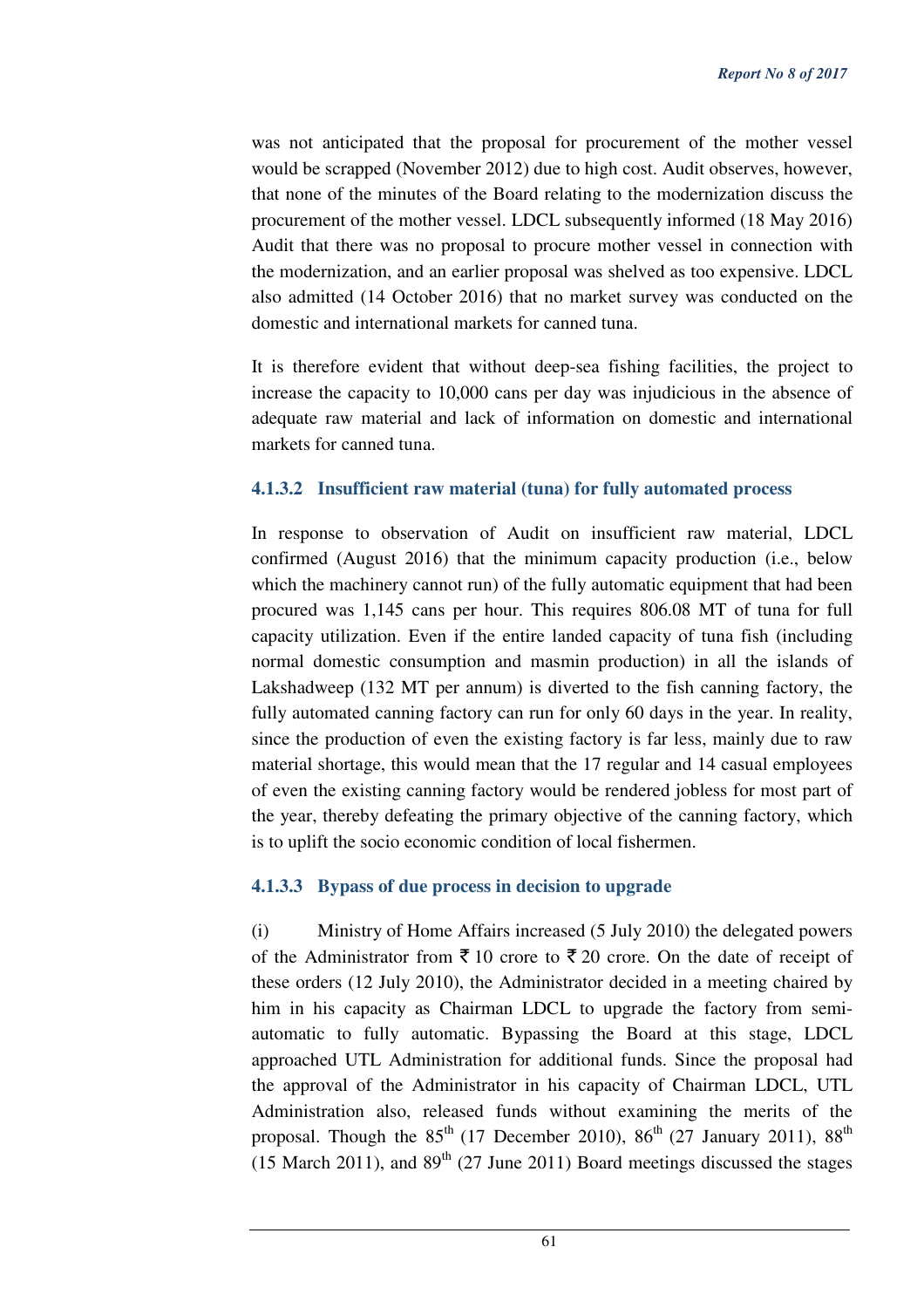was not anticipated that the proposal for procurement of the mother vessel would be scrapped (November 2012) due to high cost. Audit observes, however, that none of the minutes of the Board relating to the modernization discuss the procurement of the mother vessel. LDCL subsequently informed (18 May 2016) Audit that there was no proposal to procure mother vessel in connection with the modernization, and an earlier proposal was shelved as too expensive. LDCL also admitted (14 October 2016) that no market survey was conducted on the domestic and international markets for canned tuna.

It is therefore evident that without deep-sea fishing facilities, the project to increase the capacity to 10,000 cans per day was injudicious in the absence of adequate raw material and lack of information on domestic and international markets for canned tuna.

#### 4.1.3.2 Insufficient raw material (tuna) for fully automated process

In response to observation of Audit on insufficient raw material, LDCL confirmed (August 2016) that the minimum capacity production (i.e., below which the machinery cannot run) of the fully automatic equipment that had been procured was 1,145 cans per hour. This requires 806.08 MT of tuna for full capacity utilization. Even if the entire landed capacity of tuna fish (including normal domestic consumption and masmin production) in all the islands of Lakshadweep (132 MT per annum) is diverted to the fish canning factory, the fully automated canning factory can run for only 60 days in the year. In reality, since the production of even the existing factory is far less, mainly due to raw material shortage, this would mean that the 17 regular and 14 casual employees of even the existing canning factory would be rendered jobless for most part of the year, thereby defeating the primary objective of the canning factory, which is to uplift the socio economic condition of local fishermen.

#### 4.1.3.3 Bypass of due process in decision to upgrade

(i) Ministry of Home Affairs increased (5 July 2010) the delegated powers of the Administrator from ₹ 10 crore to ₹ 20 crore. On the date of receipt of these orders (12 July 2010), the Administrator decided in a meeting chaired by him in his capacity as Chairman LDCL to upgrade the factory from semi-automatic to fully automatic. Bypassing the Board at this stage, LDCL approached UTL Administration for additional funds. Since the proposal had the approval of the Administrator in his capacity of Chairman LDCL, UTL Administration also, released funds without examining the merits of the proposal. Though the 85th (17 December 2010), 86th (27 January 2011), 88th (15 March 2011), and 89th (27 June 2011) Board meetings discussed the stages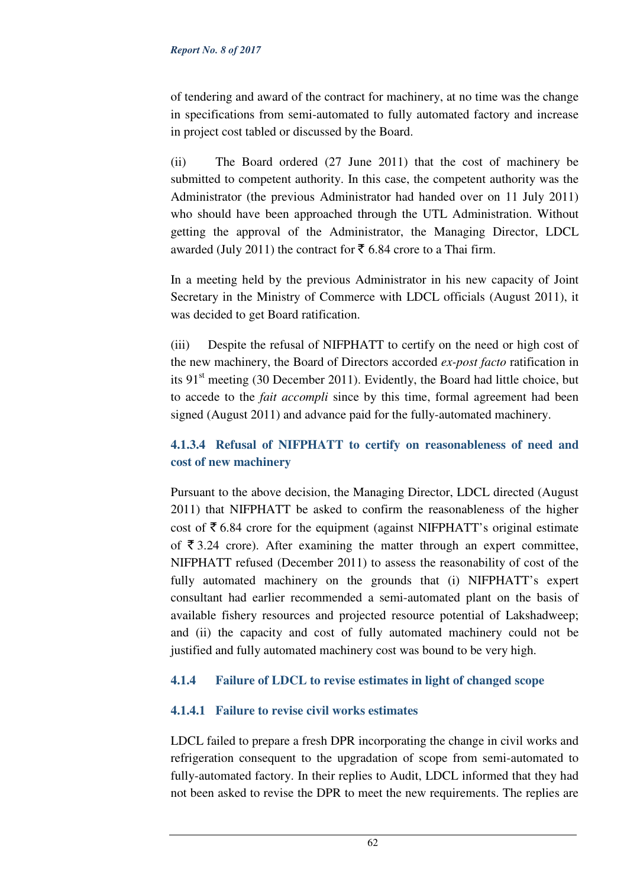of tendering and award of the contract for machinery, at no time was the change in specifications from semi-automated to fully automated factory and increase in project cost tabled or discussed by the Board.

(ii) The Board ordered (27 June 2011) that the cost of machinery be submitted to competent authority. In this case, the competent authority was the Administrator (the previous Administrator had handed over on 11 July 2011) who should have been approached through the UTL Administration. Without getting the approval of the Administrator, the Managing Director, LDCL awarded (July 2011) the contract for ₹ 6.84 crore to a Thai firm.

In a meeting held by the previous Administrator in his new capacity of Joint Secretary in the Ministry of Commerce with LDCL officials (August 2011), it was decided to get Board ratification.

(iii) Despite the refusal of NIFPHATT to certify on the need or high cost of the new machinery, the Board of Directors accorded *ex-post facto* ratification in its 91st meeting (30 December 2011). Evidently, the Board had little choice, but to accede to the *fait accompli* since by this time, formal agreement had been signed (August 2011) and advance paid for the fully-automated machinery.

#### 4.1.3.4 Refusal of NIFPHATT to certify on reasonableness of need and cost of new machinery

Pursuant to the above decision, the Managing Director, LDCL directed (August 2011) that NIFPHATT be asked to confirm the reasonableness of the higher cost of ₹ 6.84 crore for the equipment (against NIFPHATT's original estimate of ₹ 3.24 crore). After examining the matter through an expert committee, NIFPHATT refused (December 2011) to assess the reasonability of cost of the fully automated machinery on the grounds that (i) NIFPHATT's expert consultant had earlier recommended a semi-automated plant on the basis of available fishery resources and projected resource potential of Lakshadweep; and (ii) the capacity and cost of fully automated machinery could not be justified and fully automated machinery cost was bound to be very high.

### 4.1.4 Failure of LDCL to revise estimates in light of changed scope

#### 4.1.4.1 Failure to revise civil works estimates

LDCL failed to prepare a fresh DPR incorporating the change in civil works and refrigeration consequent to the upgradation of scope from semi-automated to fully-automated factory. In their replies to Audit, LDCL informed that they had not been asked to revise the DPR to meet the new requirements. The replies are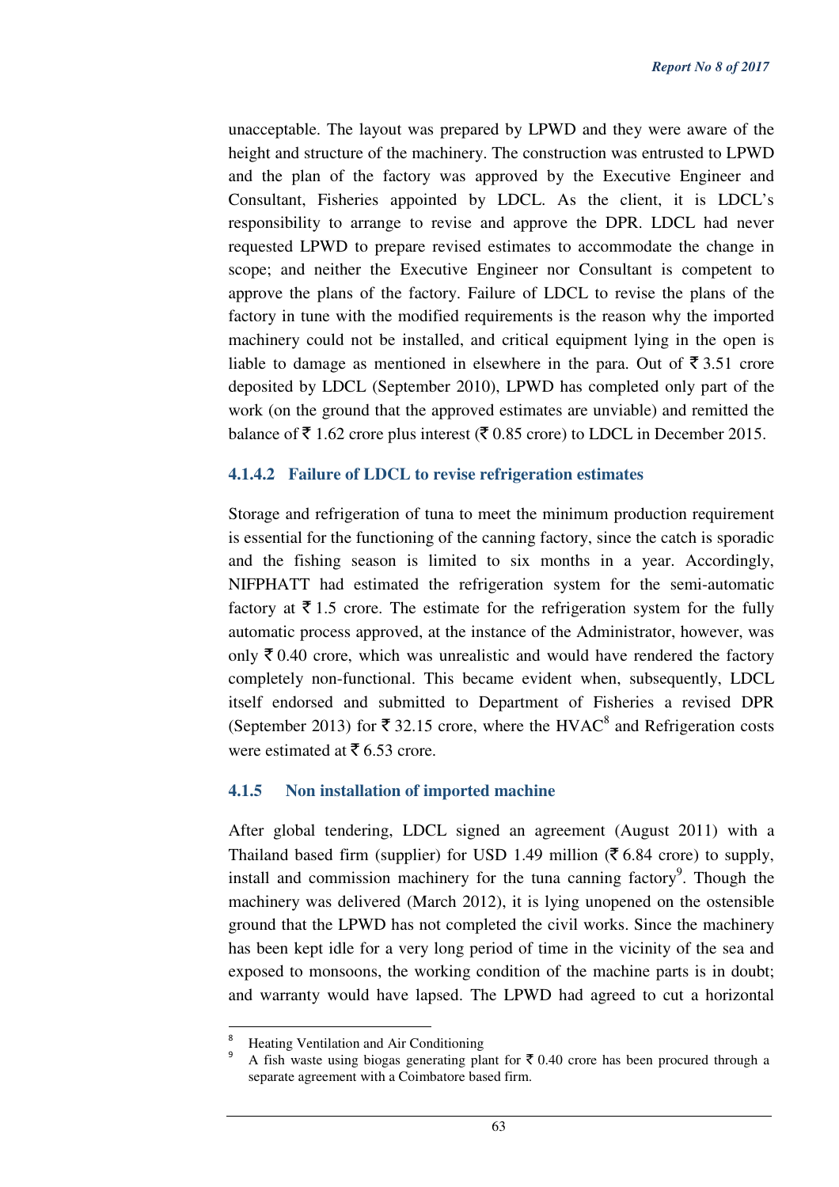unacceptable. The layout was prepared by LPWD and they were aware of the height and structure of the machinery. The construction was entrusted to LPWD and the plan of the factory was approved by the Executive Engineer and Consultant, Fisheries appointed by LDCL. As the client, it is LDCL's responsibility to arrange to revise and approve the DPR. LDCL had never requested LPWD to prepare revised estimates to accommodate the change in scope; and neither the Executive Engineer nor Consultant is competent to approve the plans of the factory. Failure of LDCL to revise the plans of the factory in tune with the modified requirements is the reason why the imported machinery could not be installed, and critical equipment lying in the open is liable to damage as mentioned in elsewhere in the para. Out of ₹ 3.51 crore deposited by LDCL (September 2010), LPWD has completed only part of the work (on the ground that the approved estimates are unviable) and remitted the balance of ₹ 1.62 crore plus interest (₹ 0.85 crore) to LDCL in December 2015.

#### 4.1.4.2 Failure of LDCL to revise refrigeration estimates

Storage and refrigeration of tuna to meet the minimum production requirement is essential for the functioning of the canning factory, since the catch is sporadic and the fishing season is limited to six months in a year. Accordingly, NIFPHATT had estimated the refrigeration system for the semi-automatic factory at ₹ 1.5 crore. The estimate for the refrigeration system for the fully automatic process approved, at the instance of the Administrator, however, was only ₹ 0.40 crore, which was unrealistic and would have rendered the factory completely non-functional. This became evident when, subsequently, LDCL itself endorsed and submitted to Department of Fisheries a revised DPR (September 2013) for ₹ 32.15 crore, where the HVAC[8] and Refrigeration costs were estimated at ₹ 6.53 crore.

### 4.1.5 Non installation of imported machine

After global tendering, LDCL signed an agreement (August 2011) with a Thailand based firm (supplier) for USD 1.49 million (₹ 6.84 crore) to supply, install and commission machinery for the tuna canning factory[9]. Though the machinery was delivered (March 2012), it is lying unopened on the ostensible ground that the LPWD has not completed the civil works. Since the machinery has been kept idle for a very long period of time in the vicinity of the sea and exposed to monsoons, the working condition of the machine parts is in doubt; and warranty would have lapsed. The LPWD had agreed to cut a horizontal

---

[8] Heating Ventilation and Air Conditioning

[9] A fish waste using biogas generating plant for ₹ 0.40 crore has been procured through a separate agreement with a Coimbatore based firm.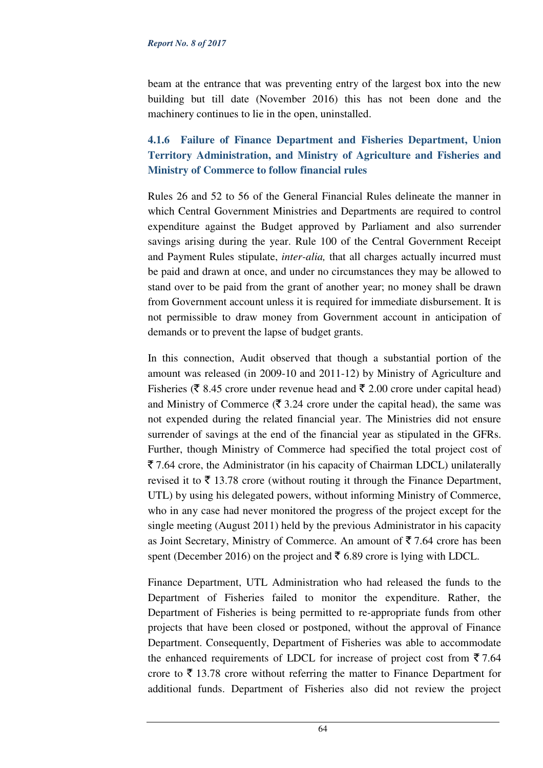beam at the entrance that was preventing entry of the largest box into the new building but till date (November 2016) this has not been done and the machinery continues to lie in the open, uninstalled.

### 4.1.6 Failure of Finance Department and Fisheries Department, Union Territory Administration, and Ministry of Agriculture and Fisheries and Ministry of Commerce to follow financial rules

Rules 26 and 52 to 56 of the General Financial Rules delineate the manner in which Central Government Ministries and Departments are required to control expenditure against the Budget approved by Parliament and also surrender savings arising during the year. Rule 100 of the Central Government Receipt and Payment Rules stipulate, *inter-alia,* that all charges actually incurred must be paid and drawn at once, and under no circumstances they may be allowed to stand over to be paid from the grant of another year; no money shall be drawn from Government account unless it is required for immediate disbursement. It is not permissible to draw money from Government account in anticipation of demands or to prevent the lapse of budget grants.

In this connection, Audit observed that though a substantial portion of the amount was released (in 2009-10 and 2011-12) by Ministry of Agriculture and Fisheries (₹ 8.45 crore under revenue head and ₹ 2.00 crore under capital head) and Ministry of Commerce (₹ 3.24 crore under the capital head), the same was not expended during the related financial year. The Ministries did not ensure surrender of savings at the end of the financial year as stipulated in the GFRs. Further, though Ministry of Commerce had specified the total project cost of ₹ 7.64 crore, the Administrator (in his capacity of Chairman LDCL) unilaterally revised it to ₹ 13.78 crore (without routing it through the Finance Department, UTL) by using his delegated powers, without informing Ministry of Commerce, who in any case had never monitored the progress of the project except for the single meeting (August 2011) held by the previous Administrator in his capacity as Joint Secretary, Ministry of Commerce. An amount of ₹ 7.64 crore has been spent (December 2016) on the project and ₹ 6.89 crore is lying with LDCL.

Finance Department, UTL Administration who had released the funds to the Department of Fisheries failed to monitor the expenditure. Rather, the Department of Fisheries is being permitted to re-appropriate funds from other projects that have been closed or postponed, without the approval of Finance Department. Consequently, Department of Fisheries was able to accommodate the enhanced requirements of LDCL for increase of project cost from ₹ 7.64 crore to ₹ 13.78 crore without referring the matter to Finance Department for additional funds. Department of Fisheries also did not review the project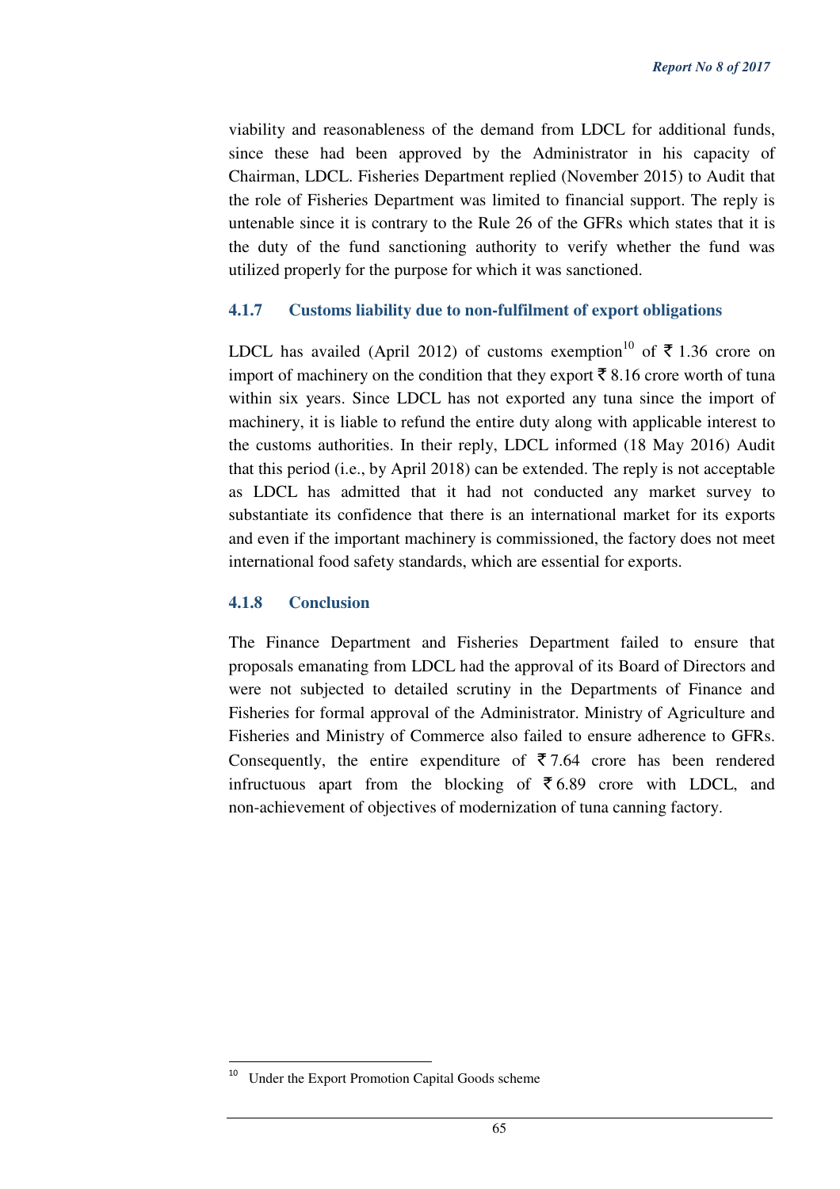viability and reasonableness of the demand from LDCL for additional funds, since these had been approved by the Administrator in his capacity of Chairman, LDCL. Fisheries Department replied (November 2015) to Audit that the role of Fisheries Department was limited to financial support. The reply is untenable since it is contrary to the Rule 26 of the GFRs which states that it is the duty of the fund sanctioning authority to verify whether the fund was utilized properly for the purpose for which it was sanctioned.

### 4.1.7 Customs liability due to non-fulfilment of export obligations

LDCL has availed (April 2012) of customs exemption[10] of ₹ 1.36 crore on import of machinery on the condition that they export ₹ 8.16 crore worth of tuna within six years. Since LDCL has not exported any tuna since the import of machinery, it is liable to refund the entire duty along with applicable interest to the customs authorities. In their reply, LDCL informed (18 May 2016) Audit that this period (i.e., by April 2018) can be extended. The reply is not acceptable as LDCL has admitted that it had not conducted any market survey to substantiate its confidence that there is an international market for its exports and even if the important machinery is commissioned, the factory does not meet international food safety standards, which are essential for exports.

### 4.1.8 Conclusion

The Finance Department and Fisheries Department failed to ensure that proposals emanating from LDCL had the approval of its Board of Directors and were not subjected to detailed scrutiny in the Departments of Finance and Fisheries for formal approval of the Administrator. Ministry of Agriculture and Fisheries and Ministry of Commerce also failed to ensure adherence to GFRs. Consequently, the entire expenditure of ₹ 7.64 crore has been rendered infructuous apart from the blocking of ₹ 6.89 crore with LDCL, and non-achievement of objectives of modernization of tuna canning factory.

---

[10] Under the Export Promotion Capital Goods scheme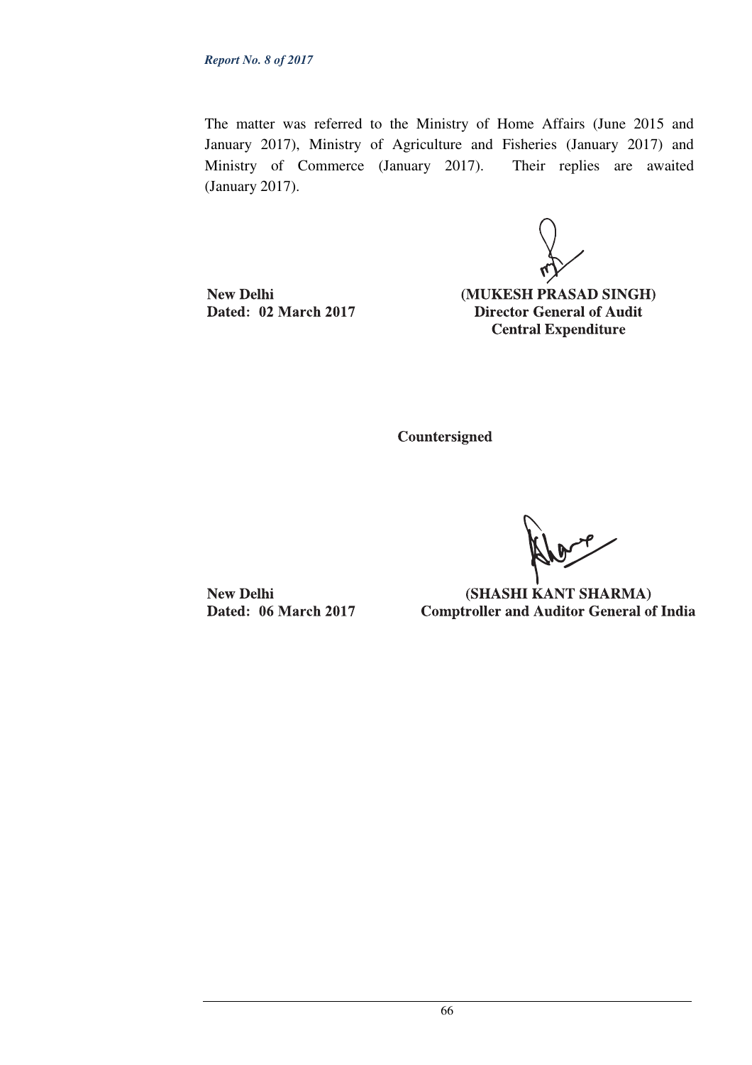The matter was referred to the Ministry of Home Affairs (June 2015 and January 2017), Ministry of Agriculture and Fisheries (January 2017) and Ministry of Commerce (January 2017). Their replies are awaited (January 2017).

**New Delhi**
**Dated: 02 March 2017**

**(MUKESH PRASAD SINGH)**
**Director General of Audit**
**Central Expenditure**

**Countersigned**

**New Delhi**
**Dated: 06 March 2017**

**(SHASHI KANT SHARMA)**
**Comptroller and Auditor General of India**